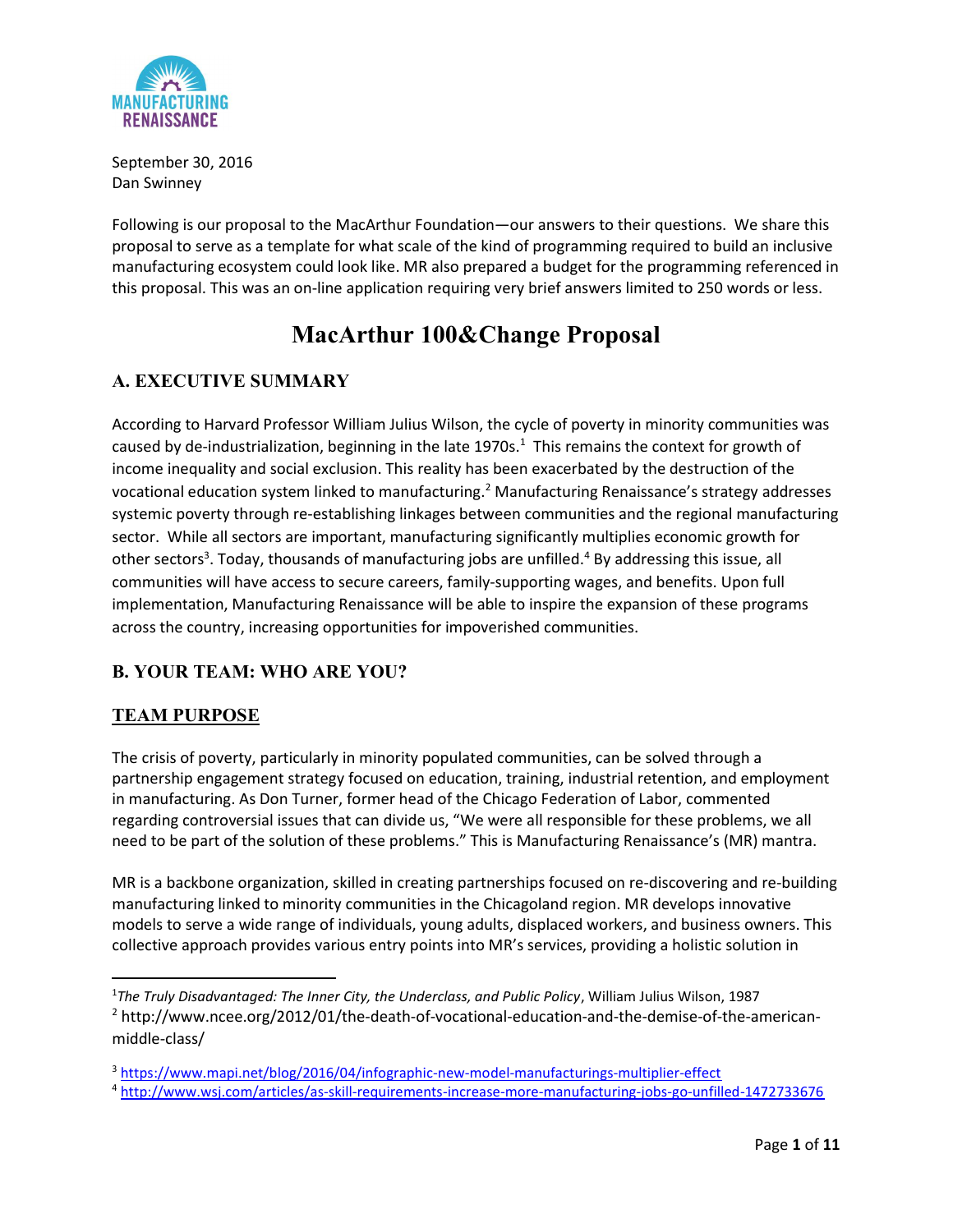September 30, 2016
Dan Swinney

Following is our proposal to the MacArthur Foundation—our answers to their questions. We share this proposal to serve as a template for what scale of the kind of programming required to build an inclusive manufacturing ecosystem could look like. MR also prepared a budget for the programming referenced in this proposal. This was an on-line application requiring very brief answers limited to 250 words or less.

# MacArthur 100&Change Proposal

## A. EXECUTIVE SUMMARY

According to Harvard Professor William Julius Wilson, the cycle of poverty in minority communities was caused by de-industrialization, beginning in the late 1970s.[1] This remains the context for growth of income inequality and social exclusion. This reality has been exacerbated by the destruction of the vocational education system linked to manufacturing.[2] Manufacturing Renaissance's strategy addresses systemic poverty through re-establishing linkages between communities and the regional manufacturing sector. While all sectors are important, manufacturing significantly multiplies economic growth for other sectors[3]. Today, thousands of manufacturing jobs are unfilled.[4] By addressing this issue, all communities will have access to secure careers, family-supporting wages, and benefits. Upon full implementation, Manufacturing Renaissance will be able to inspire the expansion of these programs across the country, increasing opportunities for impoverished communities.

## B. YOUR TEAM: WHO ARE YOU?

### TEAM PURPOSE

The crisis of poverty, particularly in minority populated communities, can be solved through a partnership engagement strategy focused on education, training, industrial retention, and employment in manufacturing. As Don Turner, former head of the Chicago Federation of Labor, commented regarding controversial issues that can divide us, "We were all responsible for these problems, we all need to be part of the solution of these problems." This is Manufacturing Renaissance's (MR) mantra.

MR is a backbone organization, skilled in creating partnerships focused on re-discovering and re-building manufacturing linked to minority communities in the Chicagoland region. MR develops innovative models to serve a wide range of individuals, young adults, displaced workers, and business owners. This collective approach provides various entry points into MR's services, providing a holistic solution in

---

[1] *The Truly Disadvantaged: The Inner City, the Underclass, and Public Policy*, William Julius Wilson, 1987

[2] http://www.ncee.org/2012/01/the-death-of-vocational-education-and-the-demise-of-the-american-middle-class/

[3] https://www.mapi.net/blog/2016/04/infographic-new-model-manufacturings-multiplier-effect

[4] http://www.wsj.com/articles/as-skill-requirements-increase-more-manufacturing-jobs-go-unfilled-1472733676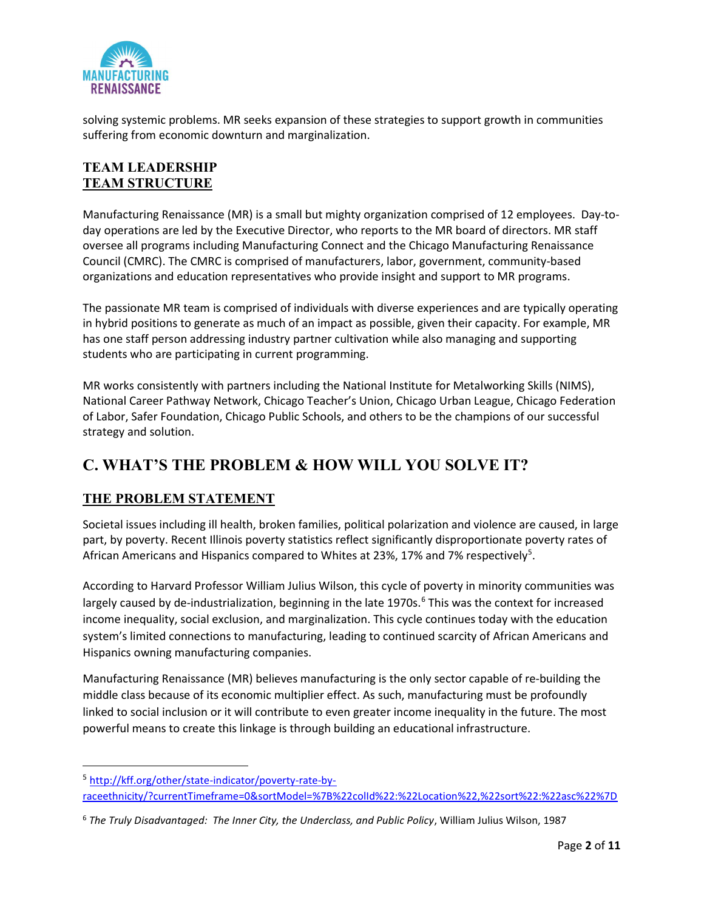solving systemic problems. MR seeks expansion of these strategies to support growth in communities suffering from economic downturn and marginalization.

### TEAM LEADERSHIP

### TEAM STRUCTURE

Manufacturing Renaissance (MR) is a small but mighty organization comprised of 12 employees. Day-to-day operations are led by the Executive Director, who reports to the MR board of directors. MR staff oversee all programs including Manufacturing Connect and the Chicago Manufacturing Renaissance Council (CMRC). The CMRC is comprised of manufacturers, labor, government, community-based organizations and education representatives who provide insight and support to MR programs.

The passionate MR team is comprised of individuals with diverse experiences and are typically operating in hybrid positions to generate as much of an impact as possible, given their capacity. For example, MR has one staff person addressing industry partner cultivation while also managing and supporting students who are participating in current programming.

MR works consistently with partners including the National Institute for Metalworking Skills (NIMS), National Career Pathway Network, Chicago Teacher's Union, Chicago Urban League, Chicago Federation of Labor, Safer Foundation, Chicago Public Schools, and others to be the champions of our successful strategy and solution.

## C. WHAT'S THE PROBLEM & HOW WILL YOU SOLVE IT?

### THE PROBLEM STATEMENT

Societal issues including ill health, broken families, political polarization and violence are caused, in large part, by poverty. Recent Illinois poverty statistics reflect significantly disproportionate poverty rates of African Americans and Hispanics compared to Whites at 23%, 17% and 7% respectively[5].

According to Harvard Professor William Julius Wilson, this cycle of poverty in minority communities was largely caused by de-industrialization, beginning in the late 1970s.[6] This was the context for increased income inequality, social exclusion, and marginalization. This cycle continues today with the education system's limited connections to manufacturing, leading to continued scarcity of African Americans and Hispanics owning manufacturing companies.

Manufacturing Renaissance (MR) believes manufacturing is the only sector capable of re-building the middle class because of its economic multiplier effect. As such, manufacturing must be profoundly linked to social inclusion or it will contribute to even greater income inequality in the future. The most powerful means to create this linkage is through building an educational infrastructure.

---

[5] http://kff.org/other/state-indicator/poverty-rate-by-raceethnicity/?currentTimeframe=0&sortModel=%7B%22colId%22:%22Location%22,%22sort%22:%22asc%22%7D

[6] *The Truly Disadvantaged: The Inner City, the Underclass, and Public Policy*, William Julius Wilson, 1987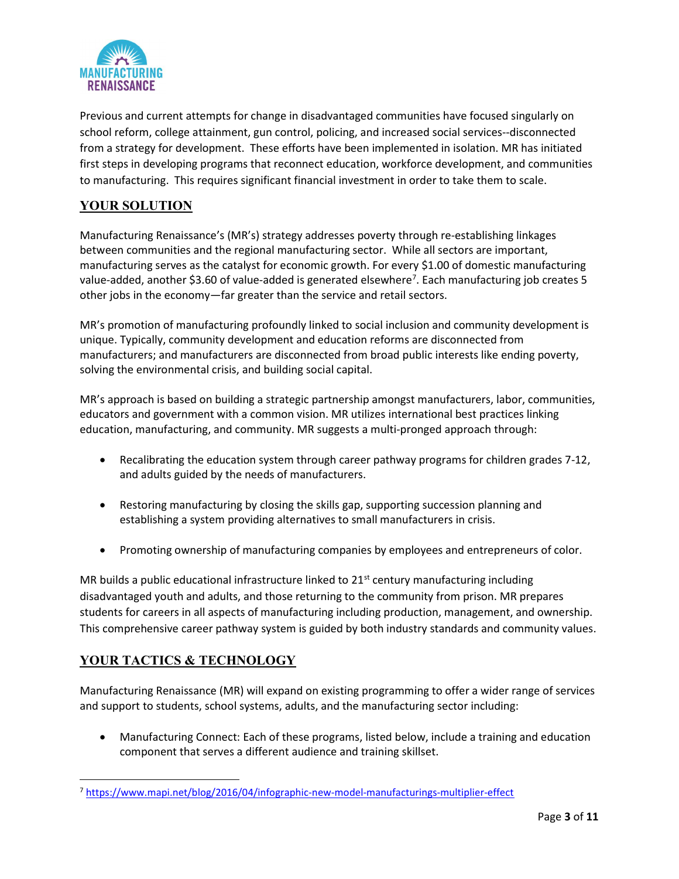Previous and current attempts for change in disadvantaged communities have focused singularly on school reform, college attainment, gun control, policing, and increased social services--disconnected from a strategy for development. These efforts have been implemented in isolation. MR has initiated first steps in developing programs that reconnect education, workforce development, and communities to manufacturing. This requires significant financial investment in order to take them to scale.

## YOUR SOLUTION

Manufacturing Renaissance's (MR's) strategy addresses poverty through re-establishing linkages between communities and the regional manufacturing sector. While all sectors are important, manufacturing serves as the catalyst for economic growth. For every $1.00 of domestic manufacturing value-added, another $3.60 of value-added is generated elsewhere[7]. Each manufacturing job creates 5 other jobs in the economy—far greater than the service and retail sectors.

MR's promotion of manufacturing profoundly linked to social inclusion and community development is unique. Typically, community development and education reforms are disconnected from manufacturers; and manufacturers are disconnected from broad public interests like ending poverty, solving the environmental crisis, and building social capital.

MR's approach is based on building a strategic partnership amongst manufacturers, labor, communities, educators and government with a common vision. MR utilizes international best practices linking education, manufacturing, and community. MR suggests a multi-pronged approach through:

- Recalibrating the education system through career pathway programs for children grades 7-12, and adults guided by the needs of manufacturers.
- Restoring manufacturing by closing the skills gap, supporting succession planning and establishing a system providing alternatives to small manufacturers in crisis.
- Promoting ownership of manufacturing companies by employees and entrepreneurs of color.

MR builds a public educational infrastructure linked to 21st century manufacturing including disadvantaged youth and adults, and those returning to the community from prison. MR prepares students for careers in all aspects of manufacturing including production, management, and ownership. This comprehensive career pathway system is guided by both industry standards and community values.

## YOUR TACTICS & TECHNOLOGY

Manufacturing Renaissance (MR) will expand on existing programming to offer a wider range of services and support to students, school systems, adults, and the manufacturing sector including:

- Manufacturing Connect: Each of these programs, listed below, include a training and education component that serves a different audience and training skillset.

[7] https://www.mapi.net/blog/2016/04/infographic-new-model-manufacturings-multiplier-effect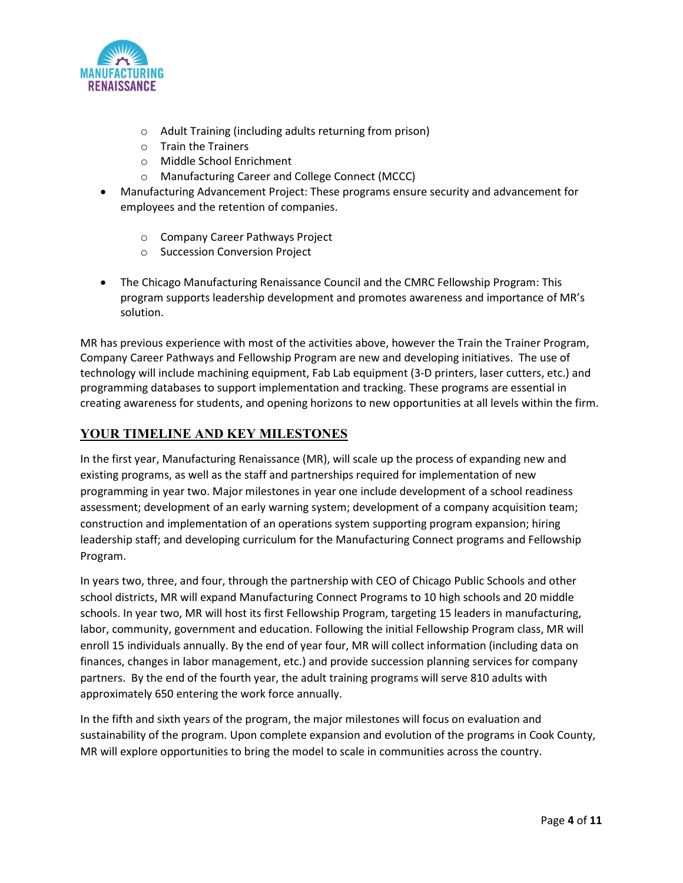- Adult Training (including adults returning from prison)
  - Train the Trainers
  - Middle School Enrichment
  - Manufacturing Career and College Connect (MCCC)
- Manufacturing Advancement Project: These programs ensure security and advancement for employees and the retention of companies.
  - Company Career Pathways Project
  - Succession Conversion Project
- The Chicago Manufacturing Renaissance Council and the CMRC Fellowship Program: This program supports leadership development and promotes awareness and importance of MR's solution.

MR has previous experience with most of the activities above, however the Train the Trainer Program, Company Career Pathways and Fellowship Program are new and developing initiatives. The use of technology will include machining equipment, Fab Lab equipment (3-D printers, laser cutters, etc.) and programming databases to support implementation and tracking. These programs are essential in creating awareness for students, and opening horizons to new opportunities at all levels within the firm.

## YOUR TIMELINE AND KEY MILESTONES

In the first year, Manufacturing Renaissance (MR), will scale up the process of expanding new and existing programs, as well as the staff and partnerships required for implementation of new programming in year two. Major milestones in year one include development of a school readiness assessment; development of an early warning system; development of a company acquisition team; construction and implementation of an operations system supporting program expansion; hiring leadership staff; and developing curriculum for the Manufacturing Connect programs and Fellowship Program.

In years two, three, and four, through the partnership with CEO of Chicago Public Schools and other school districts, MR will expand Manufacturing Connect Programs to 10 high schools and 20 middle schools. In year two, MR will host its first Fellowship Program, targeting 15 leaders in manufacturing, labor, community, government and education. Following the initial Fellowship Program class, MR will enroll 15 individuals annually. By the end of year four, MR will collect information (including data on finances, changes in labor management, etc.) and provide succession planning services for company partners. By the end of the fourth year, the adult training programs will serve 810 adults with approximately 650 entering the work force annually.

In the fifth and sixth years of the program, the major milestones will focus on evaluation and sustainability of the program. Upon complete expansion and evolution of the programs in Cook County, MR will explore opportunities to bring the model to scale in communities across the country.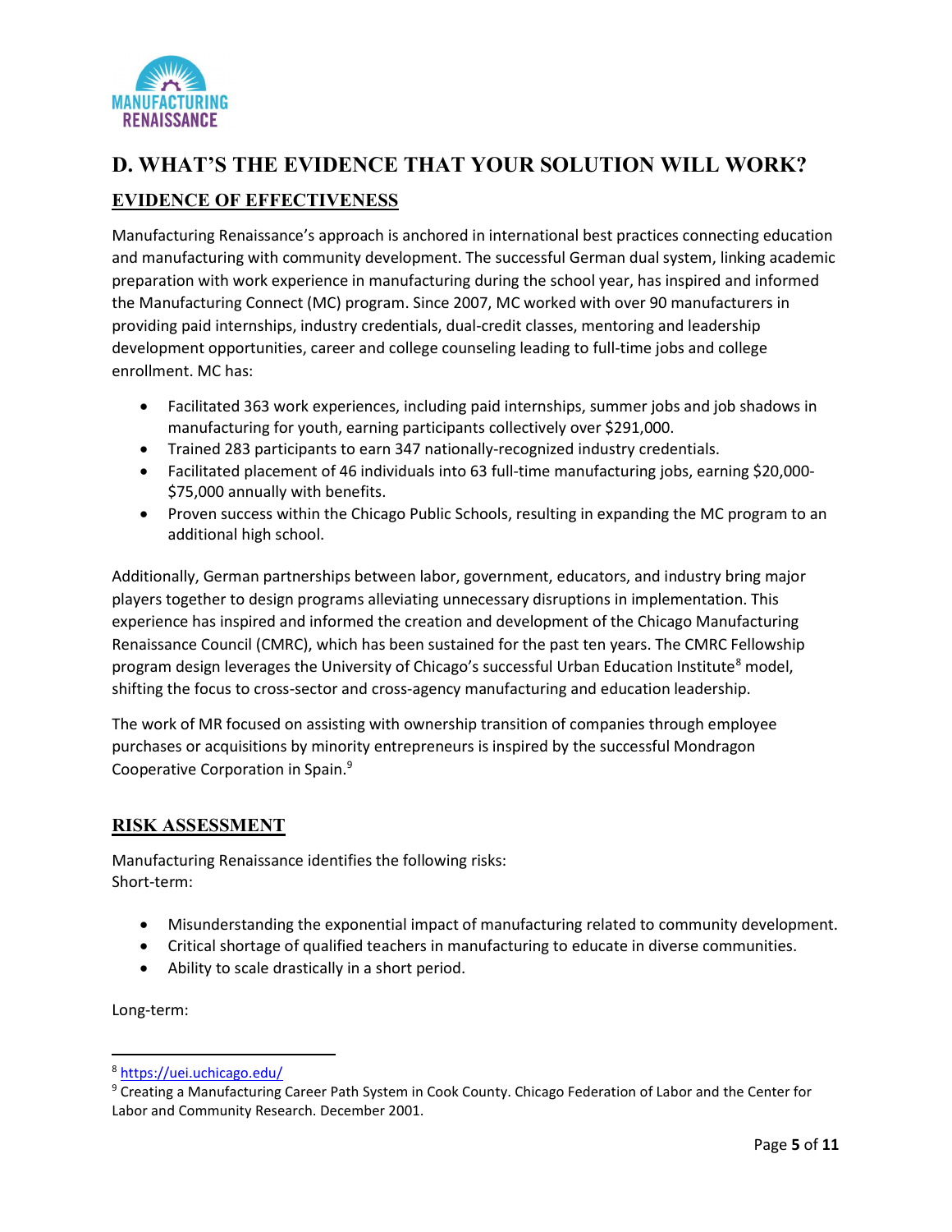## D. WHAT'S THE EVIDENCE THAT YOUR SOLUTION WILL WORK?

### EVIDENCE OF EFFECTIVENESS

Manufacturing Renaissance's approach is anchored in international best practices connecting education and manufacturing with community development. The successful German dual system, linking academic preparation with work experience in manufacturing during the school year, has inspired and informed the Manufacturing Connect (MC) program. Since 2007, MC worked with over 90 manufacturers in providing paid internships, industry credentials, dual-credit classes, mentoring and leadership development opportunities, career and college counseling leading to full-time jobs and college enrollment. MC has:

- Facilitated 363 work experiences, including paid internships, summer jobs and job shadows in manufacturing for youth, earning participants collectively over $291,000.
- Trained 283 participants to earn 347 nationally-recognized industry credentials.
- Facilitated placement of 46 individuals into 63 full-time manufacturing jobs, earning $20,000-$75,000 annually with benefits.
- Proven success within the Chicago Public Schools, resulting in expanding the MC program to an additional high school.

Additionally, German partnerships between labor, government, educators, and industry bring major players together to design programs alleviating unnecessary disruptions in implementation. This experience has inspired and informed the creation and development of the Chicago Manufacturing Renaissance Council (CMRC), which has been sustained for the past ten years. The CMRC Fellowship program design leverages the University of Chicago's successful Urban Education Institute[8] model, shifting the focus to cross-sector and cross-agency manufacturing and education leadership.

The work of MR focused on assisting with ownership transition of companies through employee purchases or acquisitions by minority entrepreneurs is inspired by the successful Mondragon Cooperative Corporation in Spain.[9]

### RISK ASSESSMENT

Manufacturing Renaissance identifies the following risks:
Short-term:

- Misunderstanding the exponential impact of manufacturing related to community development.
- Critical shortage of qualified teachers in manufacturing to educate in diverse communities.
- Ability to scale drastically in a short period.

Long-term:

---

[8] https://uei.uchicago.edu/

[9] Creating a Manufacturing Career Path System in Cook County. Chicago Federation of Labor and the Center for Labor and Community Research. December 2001.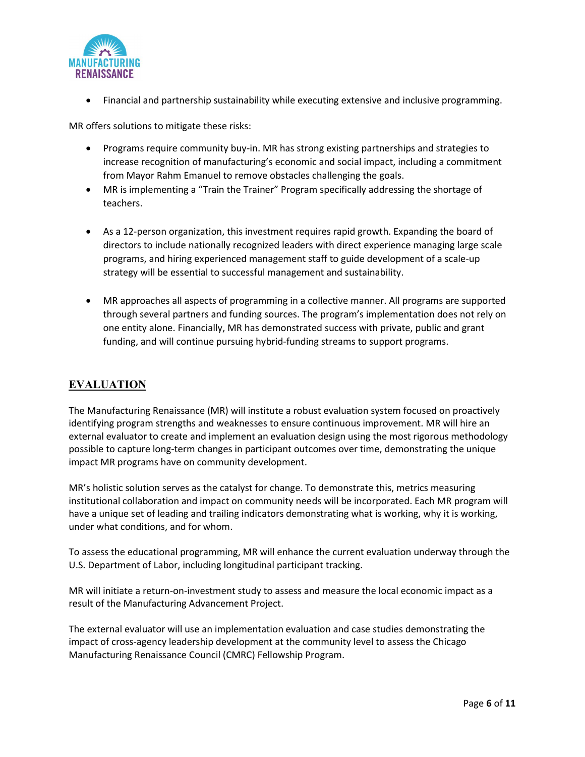- Financial and partnership sustainability while executing extensive and inclusive programming.

MR offers solutions to mitigate these risks:

- Programs require community buy-in. MR has strong existing partnerships and strategies to increase recognition of manufacturing's economic and social impact, including a commitment from Mayor Rahm Emanuel to remove obstacles challenging the goals.
- MR is implementing a "Train the Trainer" Program specifically addressing the shortage of teachers.
- As a 12-person organization, this investment requires rapid growth. Expanding the board of directors to include nationally recognized leaders with direct experience managing large scale programs, and hiring experienced management staff to guide development of a scale-up strategy will be essential to successful management and sustainability.
- MR approaches all aspects of programming in a collective manner. All programs are supported through several partners and funding sources. The program's implementation does not rely on one entity alone. Financially, MR has demonstrated success with private, public and grant funding, and will continue pursuing hybrid-funding streams to support programs.

## EVALUATION

The Manufacturing Renaissance (MR) will institute a robust evaluation system focused on proactively identifying program strengths and weaknesses to ensure continuous improvement. MR will hire an external evaluator to create and implement an evaluation design using the most rigorous methodology possible to capture long-term changes in participant outcomes over time, demonstrating the unique impact MR programs have on community development.

MR's holistic solution serves as the catalyst for change. To demonstrate this, metrics measuring institutional collaboration and impact on community needs will be incorporated. Each MR program will have a unique set of leading and trailing indicators demonstrating what is working, why it is working, under what conditions, and for whom.

To assess the educational programming, MR will enhance the current evaluation underway through the U.S. Department of Labor, including longitudinal participant tracking.

MR will initiate a return-on-investment study to assess and measure the local economic impact as a result of the Manufacturing Advancement Project.

The external evaluator will use an implementation evaluation and case studies demonstrating the impact of cross-agency leadership development at the community level to assess the Chicago Manufacturing Renaissance Council (CMRC) Fellowship Program.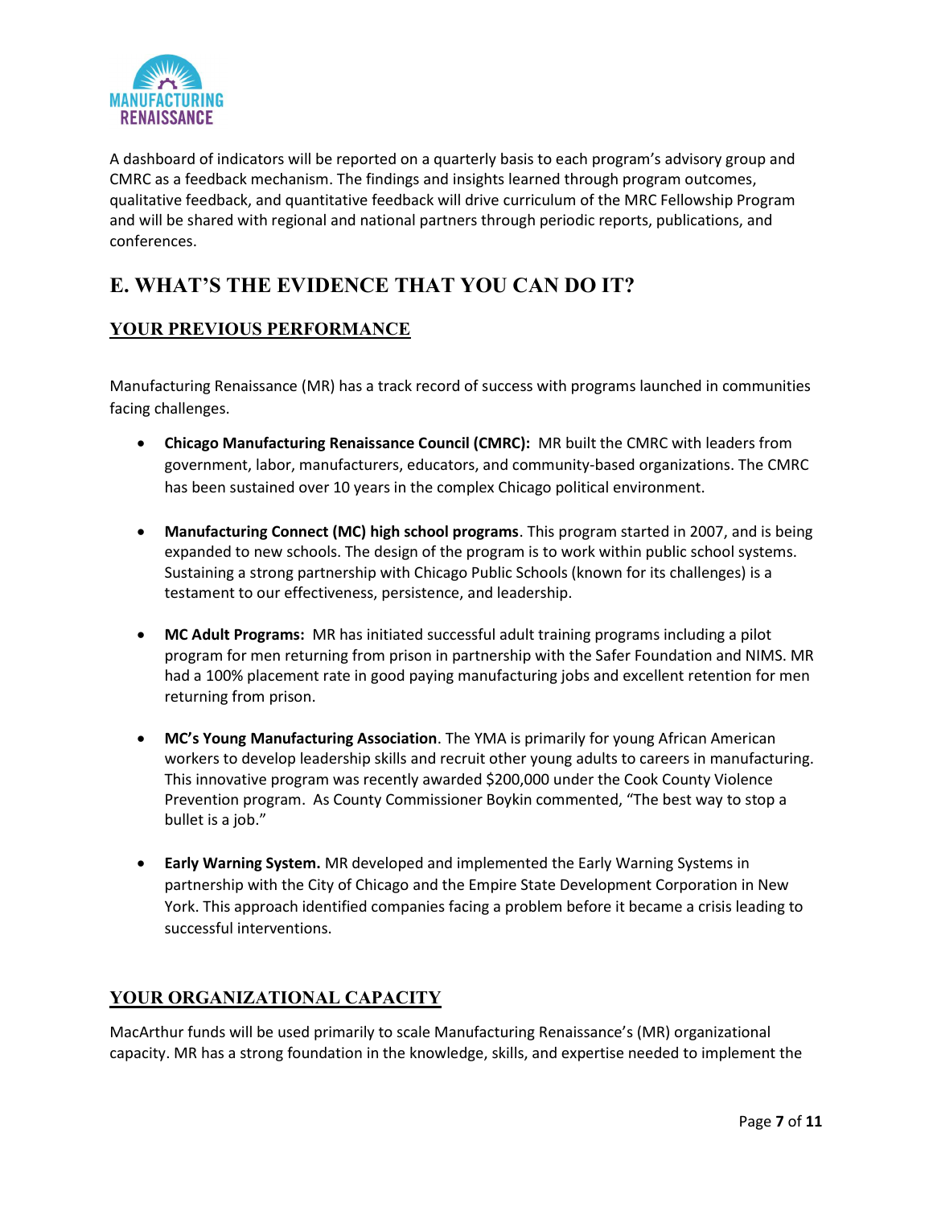A dashboard of indicators will be reported on a quarterly basis to each program's advisory group and CMRC as a feedback mechanism. The findings and insights learned through program outcomes, qualitative feedback, and quantitative feedback will drive curriculum of the MRC Fellowship Program and will be shared with regional and national partners through periodic reports, publications, and conferences.

# E. WHAT'S THE EVIDENCE THAT YOU CAN DO IT?

## YOUR PREVIOUS PERFORMANCE

Manufacturing Renaissance (MR) has a track record of success with programs launched in communities facing challenges.

- **Chicago Manufacturing Renaissance Council (CMRC):** MR built the CMRC with leaders from government, labor, manufacturers, educators, and community-based organizations. The CMRC has been sustained over 10 years in the complex Chicago political environment.

- **Manufacturing Connect (MC) high school programs**. This program started in 2007, and is being expanded to new schools. The design of the program is to work within public school systems. Sustaining a strong partnership with Chicago Public Schools (known for its challenges) is a testament to our effectiveness, persistence, and leadership.

- **MC Adult Programs:** MR has initiated successful adult training programs including a pilot program for men returning from prison in partnership with the Safer Foundation and NIMS. MR had a 100% placement rate in good paying manufacturing jobs and excellent retention for men returning from prison.

- **MC's Young Manufacturing Association**. The YMA is primarily for young African American workers to develop leadership skills and recruit other young adults to careers in manufacturing. This innovative program was recently awarded $200,000 under the Cook County Violence Prevention program. As County Commissioner Boykin commented, "The best way to stop a bullet is a job."

- **Early Warning System.** MR developed and implemented the Early Warning Systems in partnership with the City of Chicago and the Empire State Development Corporation in New York. This approach identified companies facing a problem before it became a crisis leading to successful interventions.

## YOUR ORGANIZATIONAL CAPACITY

MacArthur funds will be used primarily to scale Manufacturing Renaissance's (MR) organizational capacity. MR has a strong foundation in the knowledge, skills, and expertise needed to implement the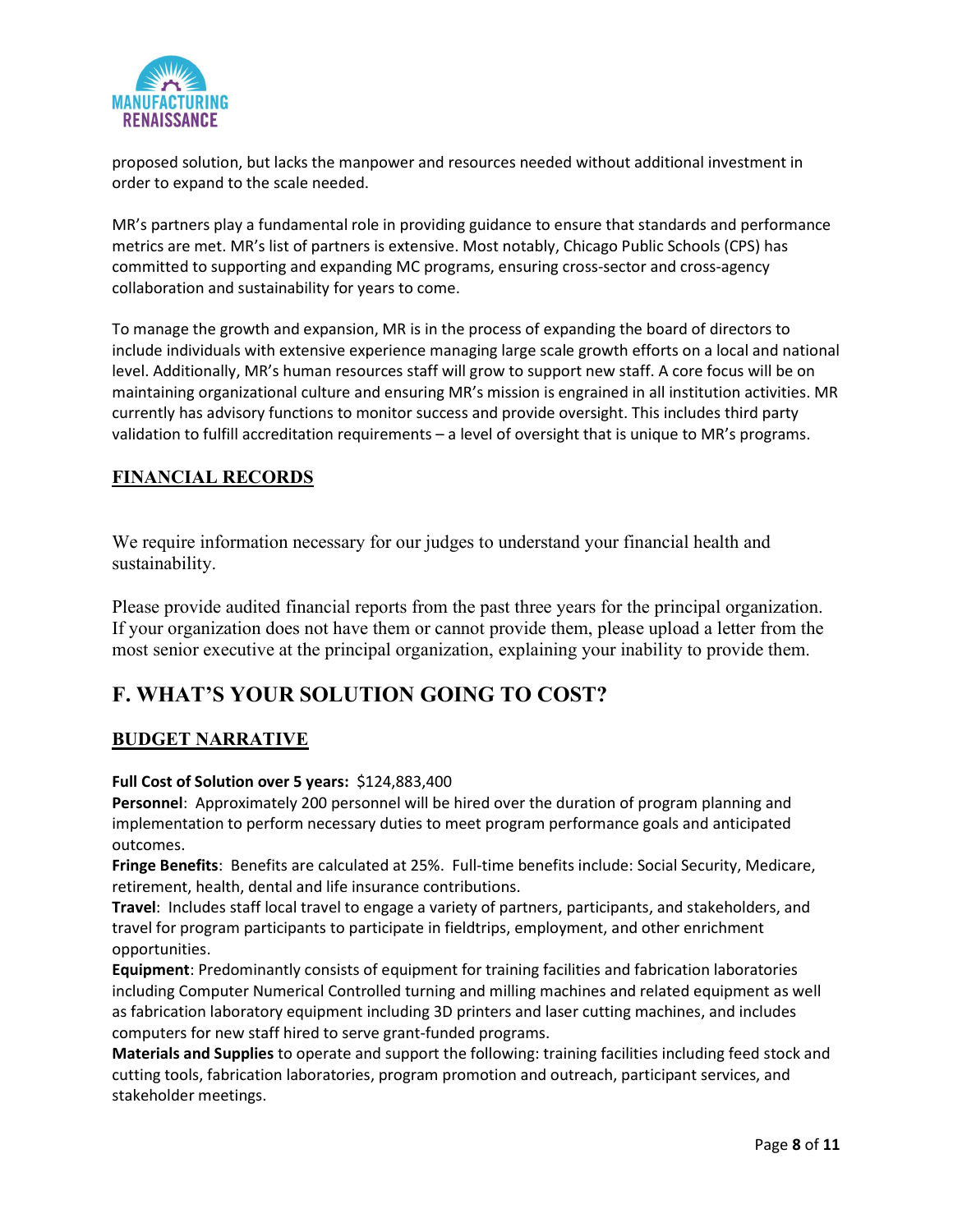proposed solution, but lacks the manpower and resources needed without additional investment in order to expand to the scale needed.

MR's partners play a fundamental role in providing guidance to ensure that standards and performance metrics are met. MR's list of partners is extensive. Most notably, Chicago Public Schools (CPS) has committed to supporting and expanding MC programs, ensuring cross-sector and cross-agency collaboration and sustainability for years to come.

To manage the growth and expansion, MR is in the process of expanding the board of directors to include individuals with extensive experience managing large scale growth efforts on a local and national level. Additionally, MR's human resources staff will grow to support new staff. A core focus will be on maintaining organizational culture and ensuring MR's mission is engrained in all institution activities. MR currently has advisory functions to monitor success and provide oversight. This includes third party validation to fulfill accreditation requirements – a level of oversight that is unique to MR's programs.

### FINANCIAL RECORDS

We require information necessary for our judges to understand your financial health and sustainability.

Please provide audited financial reports from the past three years for the principal organization. If your organization does not have them or cannot provide them, please upload a letter from the most senior executive at the principal organization, explaining your inability to provide them.

## F. WHAT'S YOUR SOLUTION GOING TO COST?

### BUDGET NARRATIVE

**Full Cost of Solution over 5 years:** $124,883,400

**Personnel**: Approximately 200 personnel will be hired over the duration of program planning and implementation to perform necessary duties to meet program performance goals and anticipated outcomes.

**Fringe Benefits**: Benefits are calculated at 25%. Full-time benefits include: Social Security, Medicare, retirement, health, dental and life insurance contributions.

**Travel**: Includes staff local travel to engage a variety of partners, participants, and stakeholders, and travel for program participants to participate in fieldtrips, employment, and other enrichment opportunities.

**Equipment**: Predominantly consists of equipment for training facilities and fabrication laboratories including Computer Numerical Controlled turning and milling machines and related equipment as well as fabrication laboratory equipment including 3D printers and laser cutting machines, and includes computers for new staff hired to serve grant-funded programs.

**Materials and Supplies** to operate and support the following: training facilities including feed stock and cutting tools, fabrication laboratories, program promotion and outreach, participant services, and stakeholder meetings.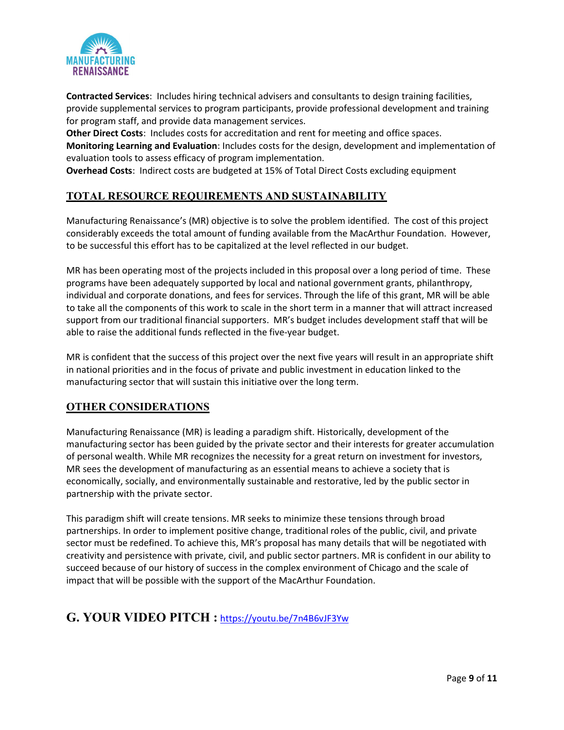**Contracted Services**: Includes hiring technical advisers and consultants to design training facilities, provide supplemental services to program participants, provide professional development and training for program staff, and provide data management services.
**Other Direct Costs**: Includes costs for accreditation and rent for meeting and office spaces.
**Monitoring Learning and Evaluation**: Includes costs for the design, development and implementation of evaluation tools to assess efficacy of program implementation.
**Overhead Costs**: Indirect costs are budgeted at 15% of Total Direct Costs excluding equipment

## TOTAL RESOURCE REQUIREMENTS AND SUSTAINABILITY

Manufacturing Renaissance's (MR) objective is to solve the problem identified. The cost of this project considerably exceeds the total amount of funding available from the MacArthur Foundation. However, to be successful this effort has to be capitalized at the level reflected in our budget.

MR has been operating most of the projects included in this proposal over a long period of time. These programs have been adequately supported by local and national government grants, philanthropy, individual and corporate donations, and fees for services. Through the life of this grant, MR will be able to take all the components of this work to scale in the short term in a manner that will attract increased support from our traditional financial supporters. MR's budget includes development staff that will be able to raise the additional funds reflected in the five-year budget.

MR is confident that the success of this project over the next five years will result in an appropriate shift in national priorities and in the focus of private and public investment in education linked to the manufacturing sector that will sustain this initiative over the long term.

## OTHER CONSIDERATIONS

Manufacturing Renaissance (MR) is leading a paradigm shift. Historically, development of the manufacturing sector has been guided by the private sector and their interests for greater accumulation of personal wealth. While MR recognizes the necessity for a great return on investment for investors, MR sees the development of manufacturing as an essential means to achieve a society that is economically, socially, and environmentally sustainable and restorative, led by the public sector in partnership with the private sector.

This paradigm shift will create tensions. MR seeks to minimize these tensions through broad partnerships. In order to implement positive change, traditional roles of the public, civil, and private sector must be redefined. To achieve this, MR's proposal has many details that will be negotiated with creativity and persistence with private, civil, and public sector partners. MR is confident in our ability to succeed because of our history of success in the complex environment of Chicago and the scale of impact that will be possible with the support of the MacArthur Foundation.

# G. YOUR VIDEO PITCH : https://youtu.be/7n4B6vJF3Yw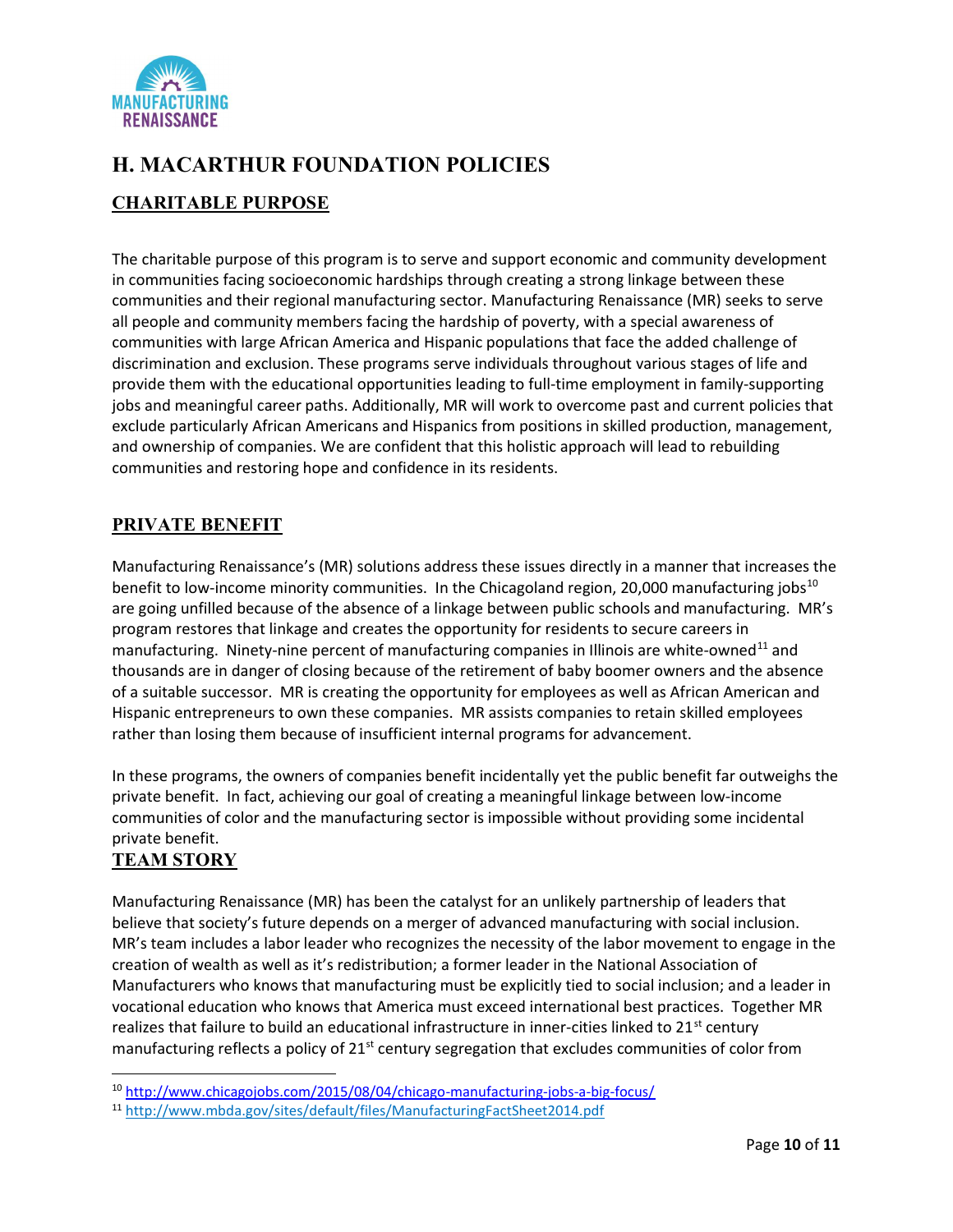## H. MACARTHUR FOUNDATION POLICIES

### CHARITABLE PURPOSE

The charitable purpose of this program is to serve and support economic and community development in communities facing socioeconomic hardships through creating a strong linkage between these communities and their regional manufacturing sector. Manufacturing Renaissance (MR) seeks to serve all people and community members facing the hardship of poverty, with a special awareness of communities with large African America and Hispanic populations that face the added challenge of discrimination and exclusion. These programs serve individuals throughout various stages of life and provide them with the educational opportunities leading to full-time employment in family-supporting jobs and meaningful career paths. Additionally, MR will work to overcome past and current policies that exclude particularly African Americans and Hispanics from positions in skilled production, management, and ownership of companies. We are confident that this holistic approach will lead to rebuilding communities and restoring hope and confidence in its residents.

### PRIVATE BENEFIT

Manufacturing Renaissance's (MR) solutions address these issues directly in a manner that increases the benefit to low-income minority communities. In the Chicagoland region, 20,000 manufacturing jobs[10] are going unfilled because of the absence of a linkage between public schools and manufacturing. MR's program restores that linkage and creates the opportunity for residents to secure careers in manufacturing. Ninety-nine percent of manufacturing companies in Illinois are white-owned[11] and thousands are in danger of closing because of the retirement of baby boomer owners and the absence of a suitable successor. MR is creating the opportunity for employees as well as African American and Hispanic entrepreneurs to own these companies. MR assists companies to retain skilled employees rather than losing them because of insufficient internal programs for advancement.

In these programs, the owners of companies benefit incidentally yet the public benefit far outweighs the private benefit. In fact, achieving our goal of creating a meaningful linkage between low-income communities of color and the manufacturing sector is impossible without providing some incidental private benefit.

### TEAM STORY

Manufacturing Renaissance (MR) has been the catalyst for an unlikely partnership of leaders that believe that society's future depends on a merger of advanced manufacturing with social inclusion. MR's team includes a labor leader who recognizes the necessity of the labor movement to engage in the creation of wealth as well as it's redistribution; a former leader in the National Association of Manufacturers who knows that manufacturing must be explicitly tied to social inclusion; and a leader in vocational education who knows that America must exceed international best practices. Together MR realizes that failure to build an educational infrastructure in inner-cities linked to 21st century manufacturing reflects a policy of 21st century segregation that excludes communities of color from

---

[10] http://www.chicagojobs.com/2015/08/04/chicago-manufacturing-jobs-a-big-focus/

[11] http://www.mbda.gov/sites/default/files/ManufacturingFactSheet2014.pdf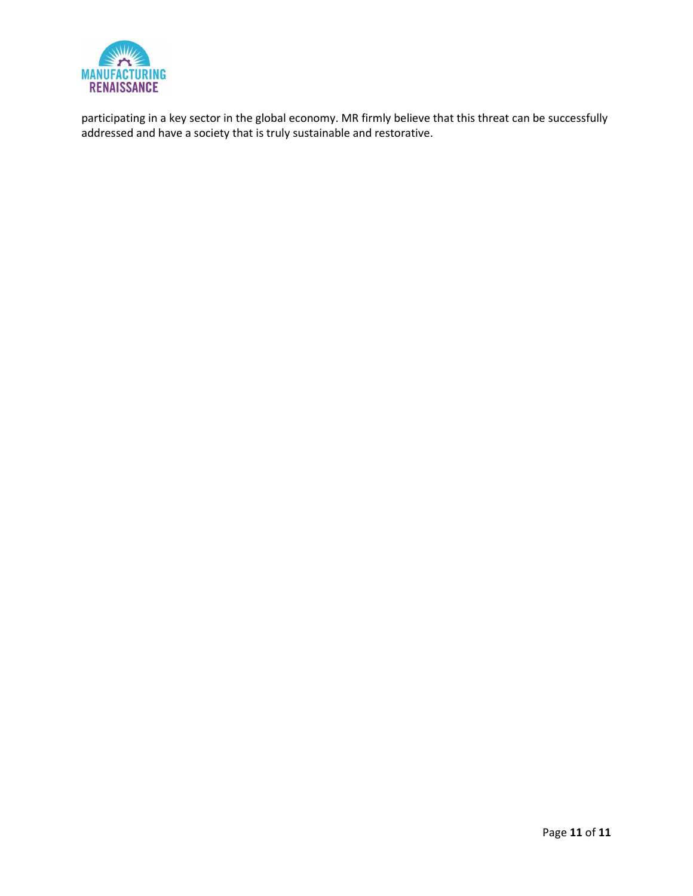participating in a key sector in the global economy. MR firmly believe that this threat can be successfully addressed and have a society that is truly sustainable and restorative.